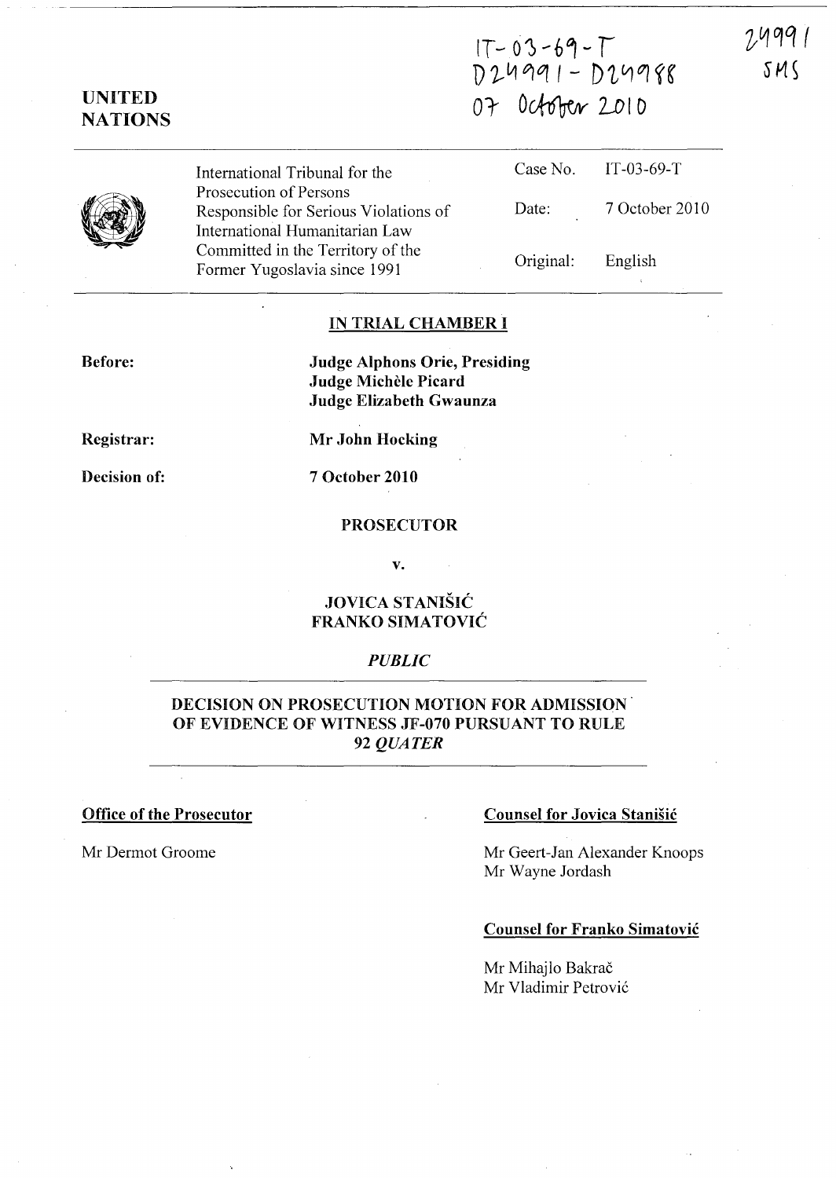IT-03-69-T
D24991 - D24988
07 October 2010

24991
SMS

**UNITED NATIONS**

| International Tribunal for the Prosecution of Persons Responsible for Serious Violations of International Humanitarian Law Committed in the Territory of the Former Yugoslavia since 1991 | Case No. | IT-03-69-T |
|---|---|---|
| | Date: | 7 October 2010 |
| | Original: | English |

**IN TRIAL CHAMBER I**

**Before:** **Judge Alphons Orie, Presiding**
**Judge Michèle Picard**
**Judge Elizabeth Gwaunza**

**Registrar:** **Mr John Hocking**

**Decision of:** **7 October 2010**

**PROSECUTOR**

**v.**

**JOVICA STANIŠIĆ**
**FRANKO SIMATOVIĆ**

***PUBLIC***

**DECISION ON PROSECUTION MOTION FOR ADMISSION OF EVIDENCE OF WITNESS JF-070 PURSUANT TO RULE 92 *QUATER***

**Office of the Prosecutor**

Mr Dermot Groome

**Counsel for Jovica Stanišić**

Mr Geert-Jan Alexander Knoops
Mr Wayne Jordash

**Counsel for Franko Simatović**

Mr Mihajlo Bakrač
Mr Vladimir Petrović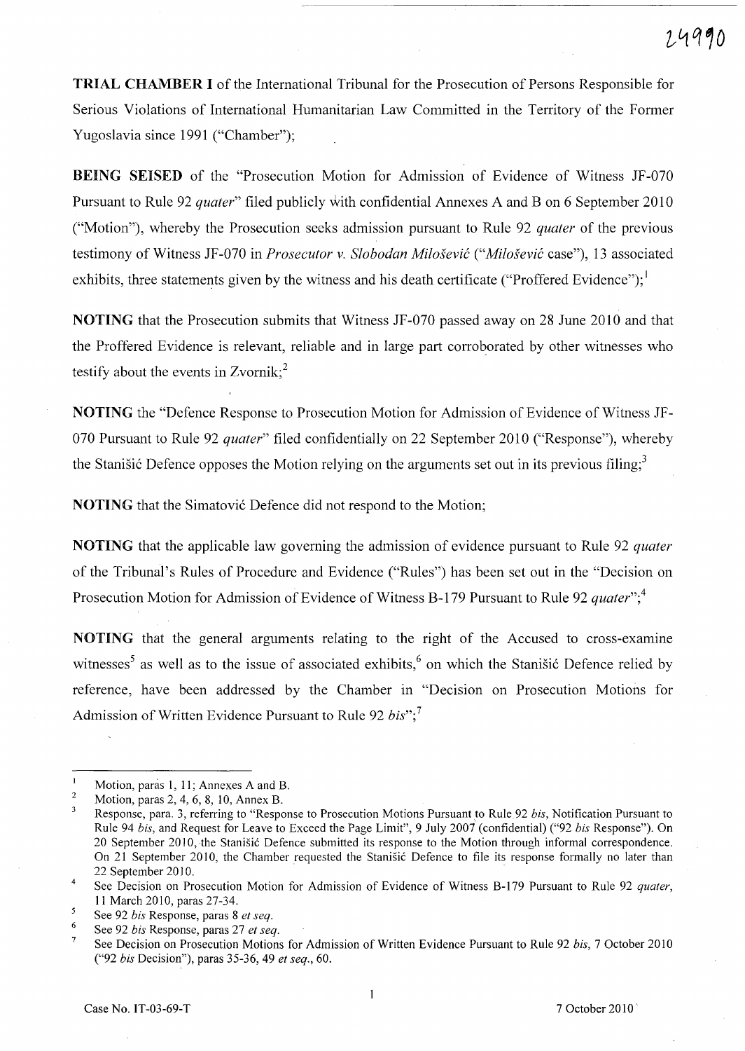**TRIAL CHAMBER I** of the International Tribunal for the Prosecution of Persons Responsible for Serious Violations of International Humanitarian Law Committed in the Territory of the Former Yugoslavia since 1991 ("Chamber");

**BEING SEISED** of the "Prosecution Motion for Admission of Evidence of Witness JF-070 Pursuant to Rule 92 *quater*" filed publicly with confidential Annexes A and B on 6 September 2010 ("Motion"), whereby the Prosecution seeks admission pursuant to Rule 92 *quater* of the previous testimony of Witness JF-070 in *Prosecutor v. Slobodan Milošević* ("*Milošević* case"), 13 associated exhibits, three statements given by the witness and his death certificate ("Proffered Evidence");[1]

**NOTING** that the Prosecution submits that Witness JF-070 passed away on 28 June 2010 and that the Proffered Evidence is relevant, reliable and in large part corroborated by other witnesses who testify about the events in Zvornik;[2]

**NOTING** the "Defence Response to Prosecution Motion for Admission of Evidence of Witness JF-070 Pursuant to Rule 92 *quater*" filed confidentially on 22 September 2010 ("Response"), whereby the Stanišić Defence opposes the Motion relying on the arguments set out in its previous filing;[3]

**NOTING** that the Simatović Defence did not respond to the Motion;

**NOTING** that the applicable law governing the admission of evidence pursuant to Rule 92 *quater* of the Tribunal's Rules of Procedure and Evidence ("Rules") has been set out in the "Decision on Prosecution Motion for Admission of Evidence of Witness B-179 Pursuant to Rule 92 *quater*";[4]

**NOTING** that the general arguments relating to the right of the Accused to cross-examine witnesses[5] as well as to the issue of associated exhibits,[6] on which the Stanišić Defence relied by reference, have been addressed by the Chamber in "Decision on Prosecution Motions for Admission of Written Evidence Pursuant to Rule 92 *bis*";[7]

---

[1] Motion, paras 1, 11; Annexes A and B.

[2] Motion, paras 2, 4, 6, 8, 10, Annex B.

[3] Response, para. 3, referring to "Response to Prosecution Motions Pursuant to Rule 92 *bis*, Notification Pursuant to Rule 94 *bis*, and Request for Leave to Exceed the Page Limit", 9 July 2007 (confidential) ("92 *bis* Response"). On 20 September 2010, the Stanišić Defence submitted its response to the Motion through informal correspondence. On 21 September 2010, the Chamber requested the Stanišić Defence to file its response formally no later than 22 September 2010.

[4] See Decision on Prosecution Motion for Admission of Evidence of Witness B-179 Pursuant to Rule 92 *quater*, 11 March 2010, paras 27-34.

[5] See 92 *bis* Response, paras 8 *et seq.*

[6] See 92 *bis* Response, paras 27 *et seq.*

[7] See Decision on Prosecution Motions for Admission of Written Evidence Pursuant to Rule 92 *bis*, 7 October 2010 ("92 *bis* Decision"), paras 35-36, 49 *et seq.*, 60.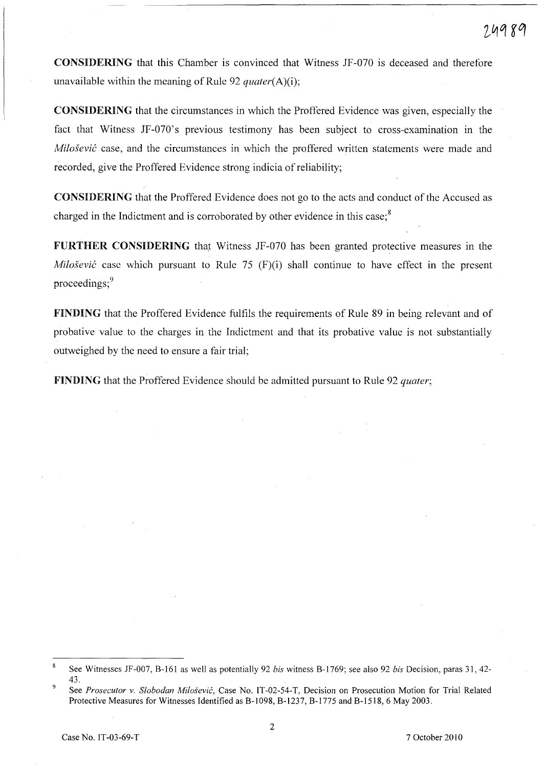**CONSIDERING** that this Chamber is convinced that Witness JF-070 is deceased and therefore unavailable within the meaning of Rule 92 *quater*(A)(i);

**CONSIDERING** that the circumstances in which the Proffered Evidence was given, especially the fact that Witness JF-070's previous testimony has been subject to cross-examination in the *Milošević* case, and the circumstances in which the proffered written statements were made and recorded, give the Proffered Evidence strong indicia of reliability;

**CONSIDERING** that the Proffered Evidence does not go to the acts and conduct of the Accused as charged in the Indictment and is corroborated by other evidence in this case;[8]

**FURTHER CONSIDERING** that Witness JF-070 has been granted protective measures in the *Milošević* case which pursuant to Rule 75 (F)(i) shall continue to have effect in the present proceedings;[9]

**FINDING** that the Proffered Evidence fulfils the requirements of Rule 89 in being relevant and of probative value to the charges in the Indictment and that its probative value is not substantially outweighed by the need to ensure a fair trial;

**FINDING** that the Proffered Evidence should be admitted pursuant to Rule 92 *quater*;

---

[8] See Witnesses JF-007, B-161 as well as potentially 92 *bis* witness B-1769; see also 92 *bis* Decision, paras 31, 42-43.

[9] See *Prosecutor v. Slobodan Milošević*, Case No. IT-02-54-T, Decision on Prosecution Motion for Trial Related Protective Measures for Witnesses Identified as B-1098, B-1237, B-1775 and B-1518, 6 May 2003.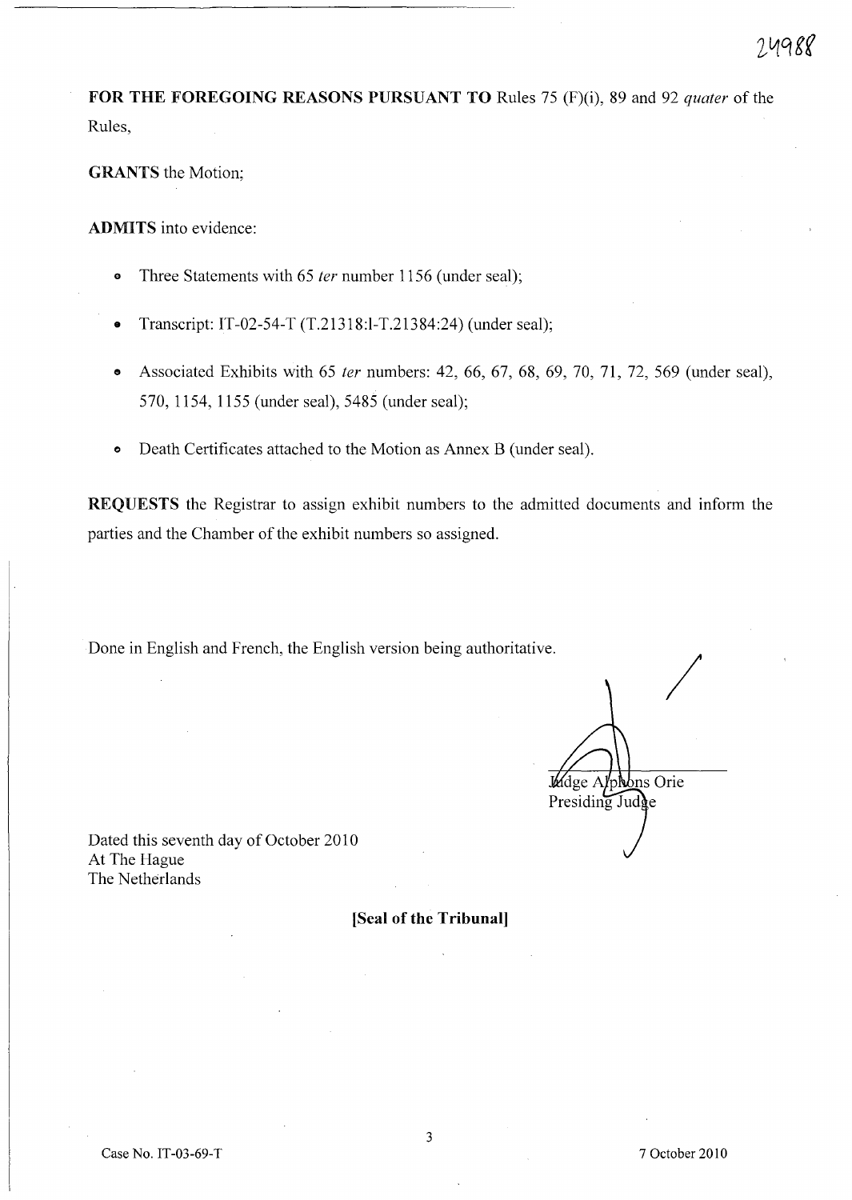**FOR THE FOREGOING REASONS PURSUANT TO** Rules 75 (F)(i), 89 and 92 *quater* of the Rules,

**GRANTS** the Motion;

**ADMITS** into evidence:

- Three Statements with 65 *ter* number 1156 (under seal);
- Transcript: IT-02-54-T (T.21318:1-T.21384:24) (under seal);
- Associated Exhibits with 65 *ter* numbers: 42, 66, 67, 68, 69, 70, 71, 72, 569 (under seal), 570, 1154, 1155 (under seal), 5485 (under seal);
- Death Certificates attached to the Motion as Annex B (under seal).

**REQUESTS** the Registrar to assign exhibit numbers to the admitted documents and inform the parties and the Chamber of the exhibit numbers so assigned.

Done in English and French, the English version being authoritative.

Judge Alphons Orie
Presiding Judge

Dated this seventh day of October 2010
At The Hague
The Netherlands

**[Seal of the Tribunal]**